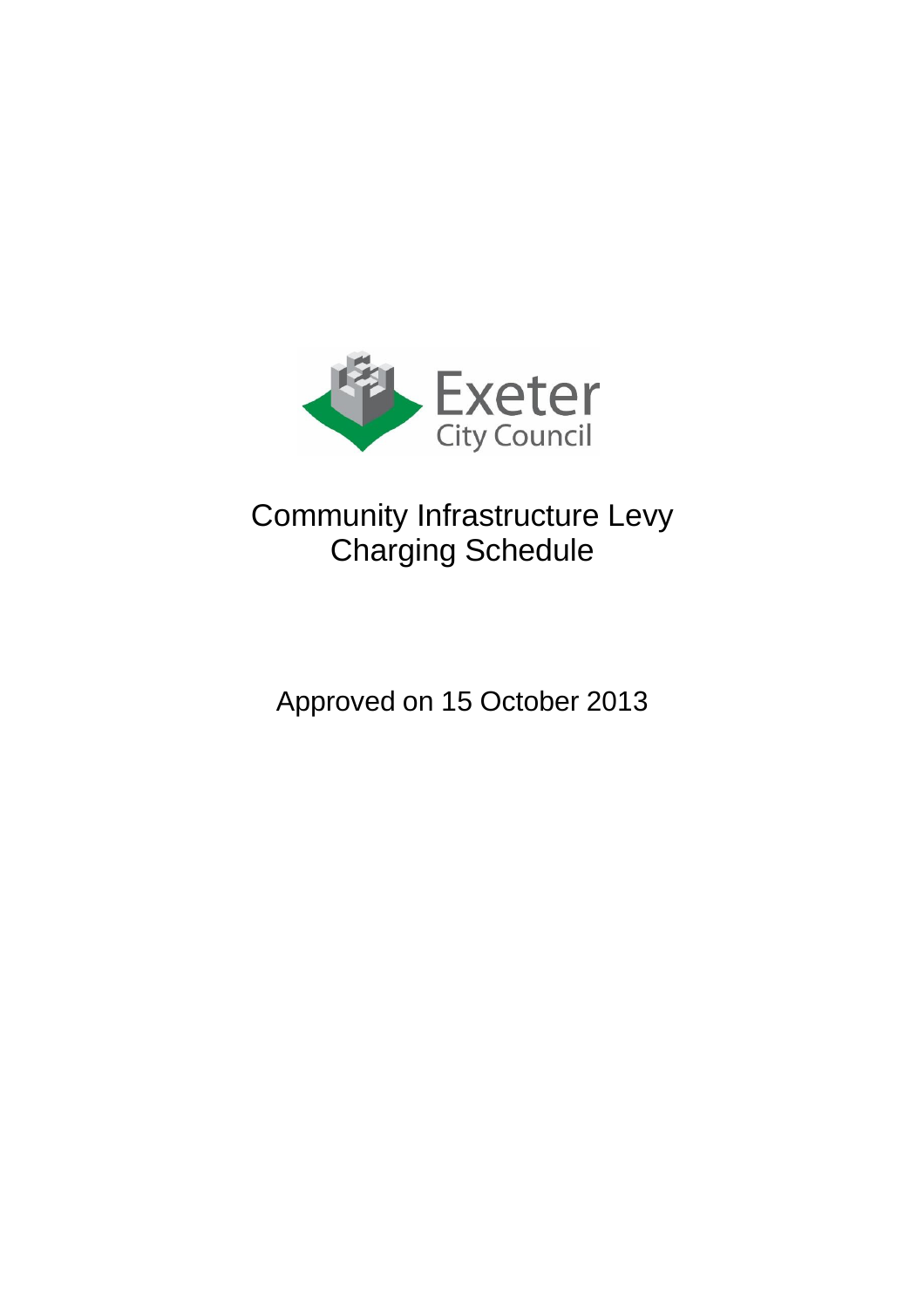Exeter City Council

# Community Infrastructure Levy Charging Schedule

Approved on 15 October 2013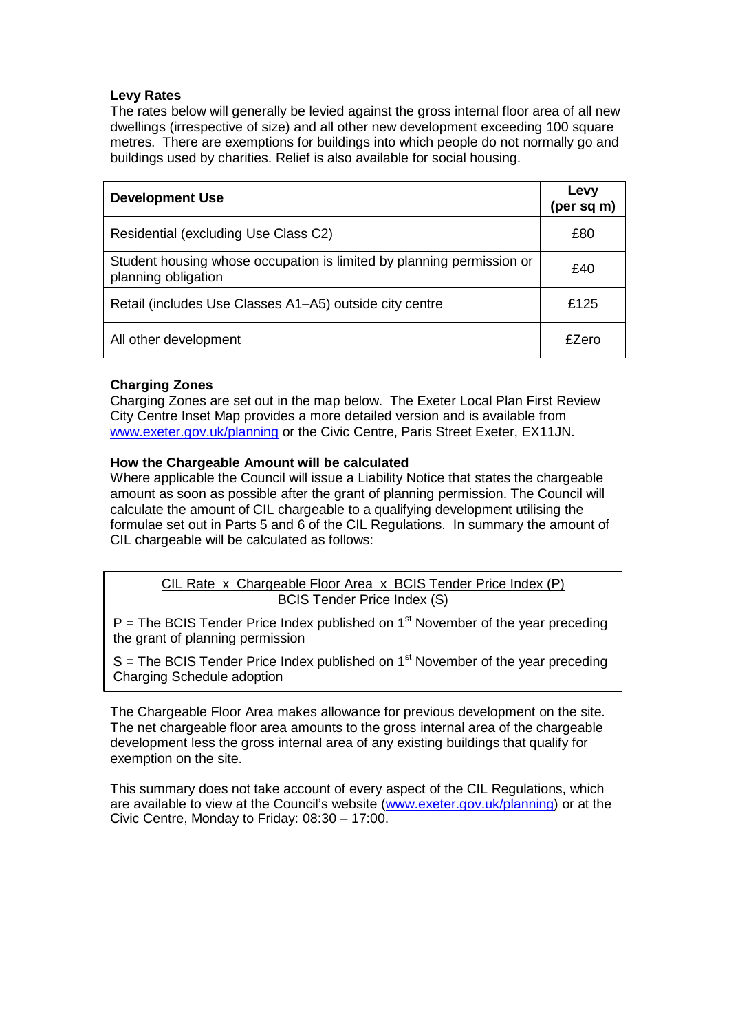**Levy Rates**

The rates below will generally be levied against the gross internal floor area of all new dwellings (irrespective of size) and all other new development exceeding 100 square metres. There are exemptions for buildings into which people do not normally go and buildings used by charities. Relief is also available for social housing.

| Development Use | Levy (per sq m) |
|---|---|
| Residential (excluding Use Class C2) | £80 |
| Student housing whose occupation is limited by planning permission or planning obligation | £40 |
| Retail (includes Use Classes A1–A5) outside city centre | £125 |
| All other development | £Zero |

**Charging Zones**

Charging Zones are set out in the map below. The Exeter Local Plan First Review City Centre Inset Map provides a more detailed version and is available from www.exeter.gov.uk/planning or the Civic Centre, Paris Street Exeter, EX11JN.

**How the Chargeable Amount will be calculated**

Where applicable the Council will issue a Liability Notice that states the chargeable amount as soon as possible after the grant of planning permission. The Council will calculate the amount of CIL chargeable to a qualifying development utilising the formulae set out in Parts 5 and 6 of the CIL Regulations. In summary the amount of CIL chargeable will be calculated as follows:

$$\frac{\text{CIL Rate} \times \text{Chargeable Floor Area} \times \text{BCIS Tender Price Index (P)}}{\text{BCIS Tender Price Index (S)}}$$

P = The BCIS Tender Price Index published on 1st November of the year preceding the grant of planning permission

S = The BCIS Tender Price Index published on 1st November of the year preceding Charging Schedule adoption

The Chargeable Floor Area makes allowance for previous development on the site. The net chargeable floor area amounts to the gross internal area of the chargeable development less the gross internal area of any existing buildings that qualify for exemption on the site.

This summary does not take account of every aspect of the CIL Regulations, which are available to view at the Council's website (www.exeter.gov.uk/planning) or at the Civic Centre, Monday to Friday: 08:30 – 17:00.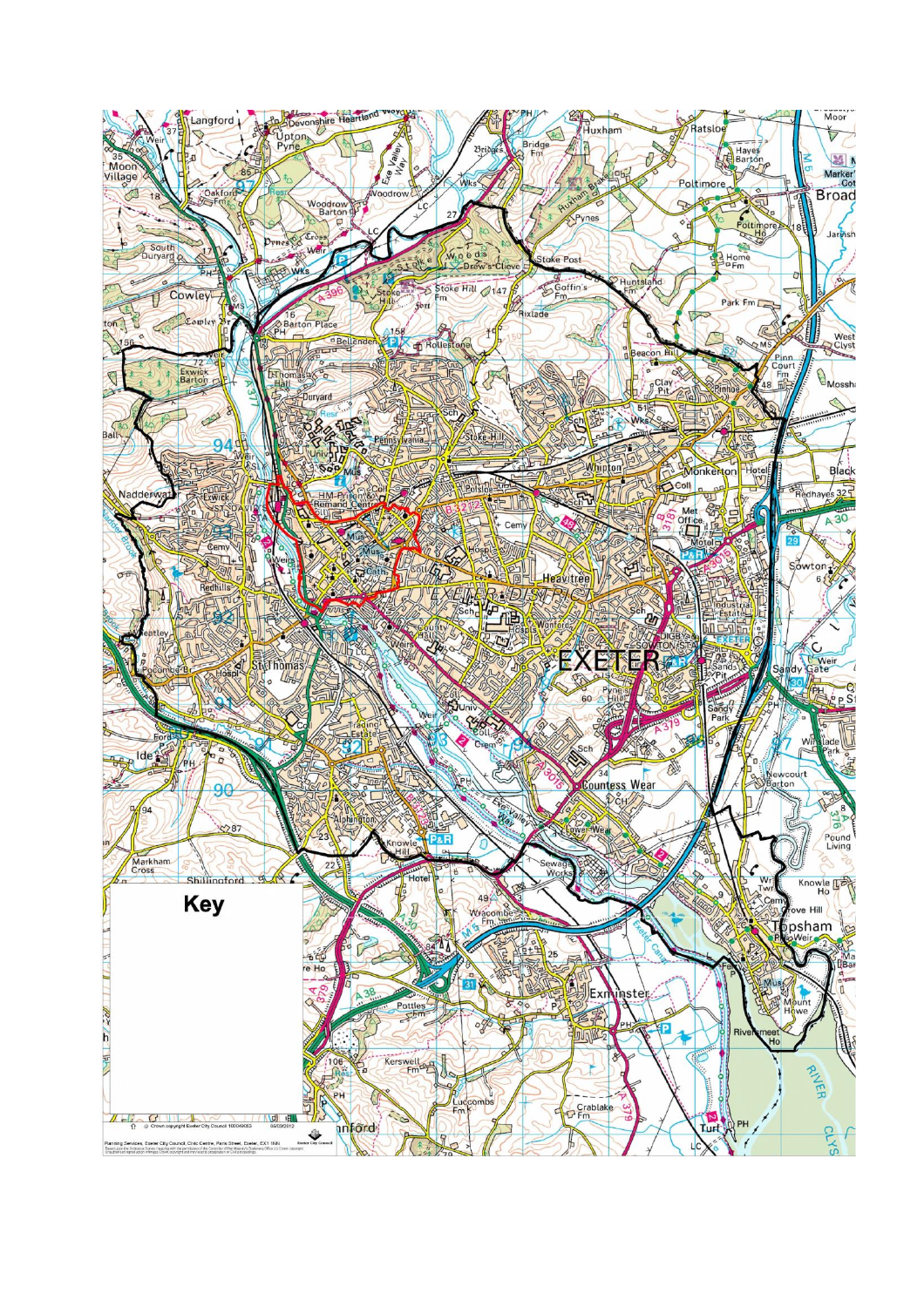Key

© Crown copyright Exeter City Council 100049053 05/03/2012

Planning Services, Exeter City Council, Civic Centre, Paris Street, Exeter, EX1 1NN

Exeter City Council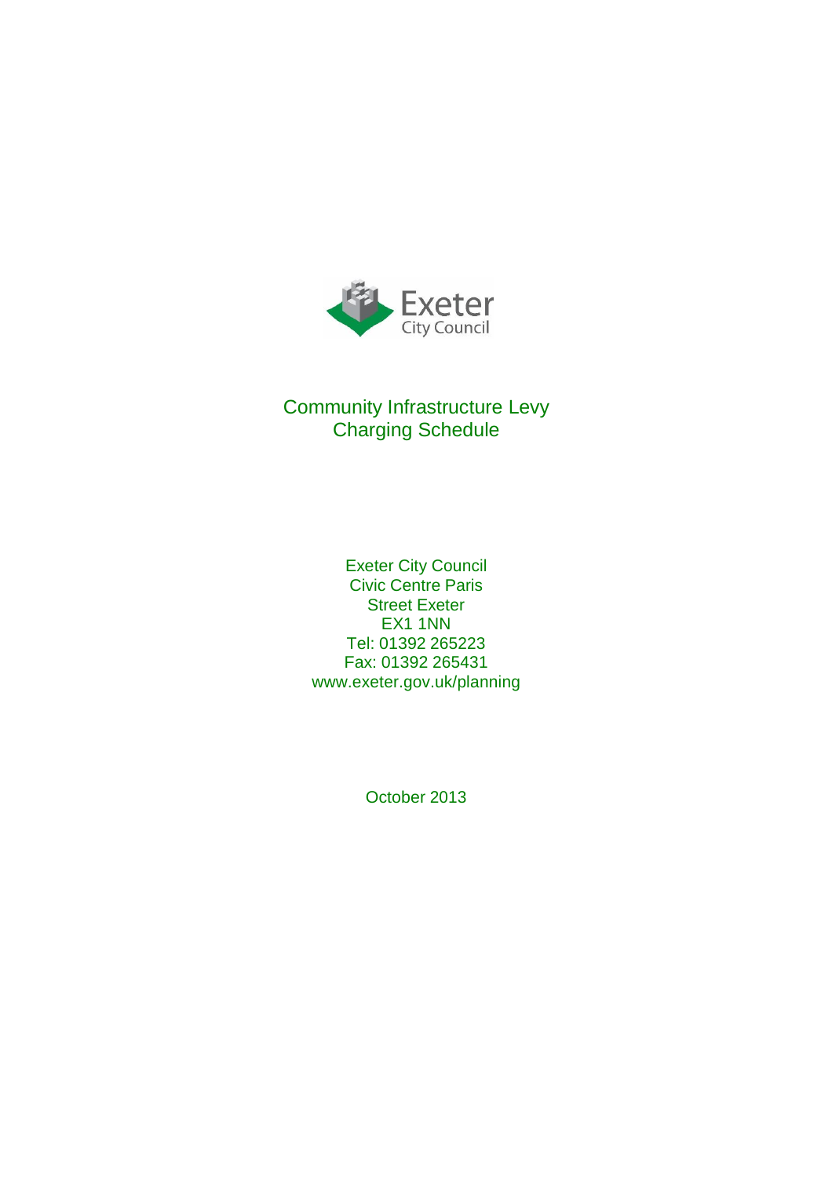Exeter City Council

# Community Infrastructure Levy Charging Schedule

Exeter City Council
Civic Centre Paris
Street Exeter
EX1 1NN
Tel: 01392 265223
Fax: 01392 265431
www.exeter.gov.uk/planning

October 2013